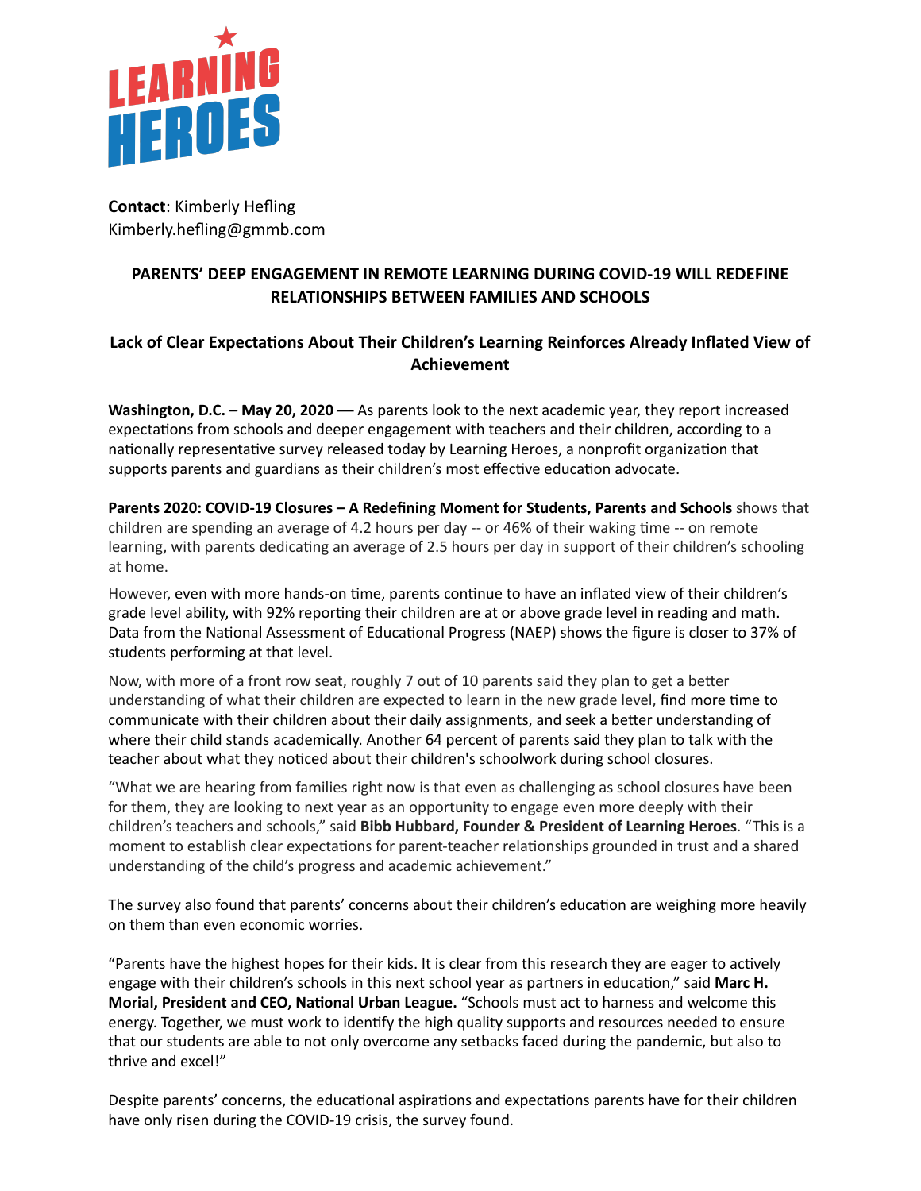**Contact**: Kimberly Hefling
Kimberly.hefling@gmmb.com

## PARENTS' DEEP ENGAGEMENT IN REMOTE LEARNING DURING COVID-19 WILL REDEFINE RELATIONSHIPS BETWEEN FAMILIES AND SCHOOLS

### Lack of Clear Expectations About Their Children's Learning Reinforces Already Inflated View of Achievement

**Washington, D.C. – May 20, 2020** — As parents look to the next academic year, they report increased expectations from schools and deeper engagement with teachers and their children, according to a nationally representative survey released today by Learning Heroes, a nonprofit organization that supports parents and guardians as their children's most effective education advocate.

**Parents 2020: COVID-19 Closures – A Redefining Moment for Students, Parents and Schools** shows that children are spending an average of 4.2 hours per day -- or 46% of their waking time -- on remote learning, with parents dedicating an average of 2.5 hours per day in support of their children's schooling at home.

However, even with more hands-on time, parents continue to have an inflated view of their children's grade level ability, with 92% reporting their children are at or above grade level in reading and math. Data from the National Assessment of Educational Progress (NAEP) shows the figure is closer to 37% of students performing at that level.

Now, with more of a front row seat, roughly 7 out of 10 parents said they plan to get a better understanding of what their children are expected to learn in the new grade level, find more time to communicate with their children about their daily assignments, and seek a better understanding of where their child stands academically. Another 64 percent of parents said they plan to talk with the teacher about what they noticed about their children's schoolwork during school closures.

"What we are hearing from families right now is that even as challenging as school closures have been for them, they are looking to next year as an opportunity to engage even more deeply with their children's teachers and schools," said **Bibb Hubbard, Founder & President of Learning Heroes**. "This is a moment to establish clear expectations for parent-teacher relationships grounded in trust and a shared understanding of the child's progress and academic achievement."

The survey also found that parents' concerns about their children's education are weighing more heavily on them than even economic worries.

"Parents have the highest hopes for their kids. It is clear from this research they are eager to actively engage with their children's schools in this next school year as partners in education," said **Marc H. Morial, President and CEO, National Urban League.** "Schools must act to harness and welcome this energy. Together, we must work to identify the high quality supports and resources needed to ensure that our students are able to not only overcome any setbacks faced during the pandemic, but also to thrive and excel!"

Despite parents' concerns, the educational aspirations and expectations parents have for their children have only risen during the COVID-19 crisis, the survey found.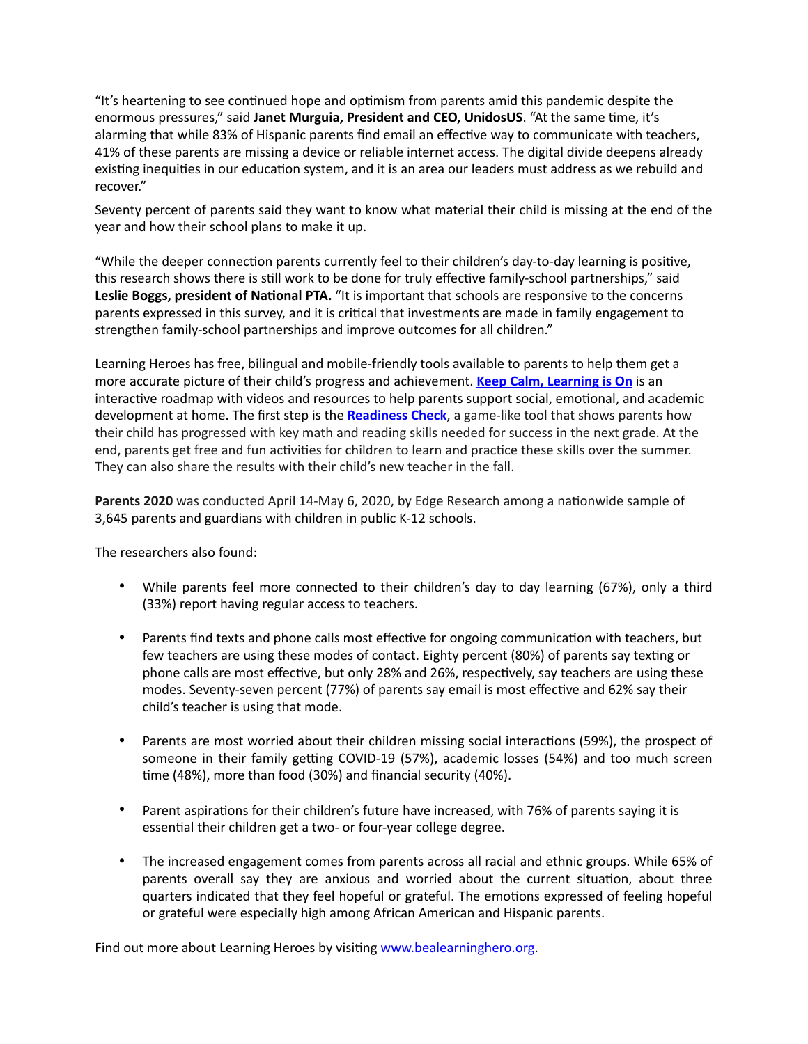"It's heartening to see continued hope and optimism from parents amid this pandemic despite the enormous pressures," said **Janet Murguia, President and CEO, UnidosUS**. "At the same time, it's alarming that while 83% of Hispanic parents find email an effective way to communicate with teachers, 41% of these parents are missing a device or reliable internet access. The digital divide deepens already existing inequities in our education system, and it is an area our leaders must address as we rebuild and recover."

Seventy percent of parents said they want to know what material their child is missing at the end of the year and how their school plans to make it up.

"While the deeper connection parents currently feel to their children's day-to-day learning is positive, this research shows there is still work to be done for truly effective family-school partnerships," said **Leslie Boggs, president of National PTA.** "It is important that schools are responsive to the concerns parents expressed in this survey, and it is critical that investments are made in family engagement to strengthen family-school partnerships and improve outcomes for all children."

Learning Heroes has free, bilingual and mobile-friendly tools available to parents to help them get a more accurate picture of their child's progress and achievement. **Keep Calm, Learning is On** is an interactive roadmap with videos and resources to help parents support social, emotional, and academic development at home. The first step is the **Readiness Check**, a game-like tool that shows parents how their child has progressed with key math and reading skills needed for success in the next grade. At the end, parents get free and fun activities for children to learn and practice these skills over the summer. They can also share the results with their child's new teacher in the fall.

**Parents 2020** was conducted April 14-May 6, 2020, by Edge Research among a nationwide sample of 3,645 parents and guardians with children in public K-12 schools.

The researchers also found:

- While parents feel more connected to their children's day to day learning (67%), only a third (33%) report having regular access to teachers.
- Parents find texts and phone calls most effective for ongoing communication with teachers, but few teachers are using these modes of contact. Eighty percent (80%) of parents say texting or phone calls are most effective, but only 28% and 26%, respectively, say teachers are using these modes. Seventy-seven percent (77%) of parents say email is most effective and 62% say their child's teacher is using that mode.
- Parents are most worried about their children missing social interactions (59%), the prospect of someone in their family getting COVID-19 (57%), academic losses (54%) and too much screen time (48%), more than food (30%) and financial security (40%).
- Parent aspirations for their children's future have increased, with 76% of parents saying it is essential their children get a two- or four-year college degree.
- The increased engagement comes from parents across all racial and ethnic groups. While 65% of parents overall say they are anxious and worried about the current situation, about three quarters indicated that they feel hopeful or grateful. The emotions expressed of feeling hopeful or grateful were especially high among African American and Hispanic parents.

Find out more about Learning Heroes by visiting www.bealearninghero.org.